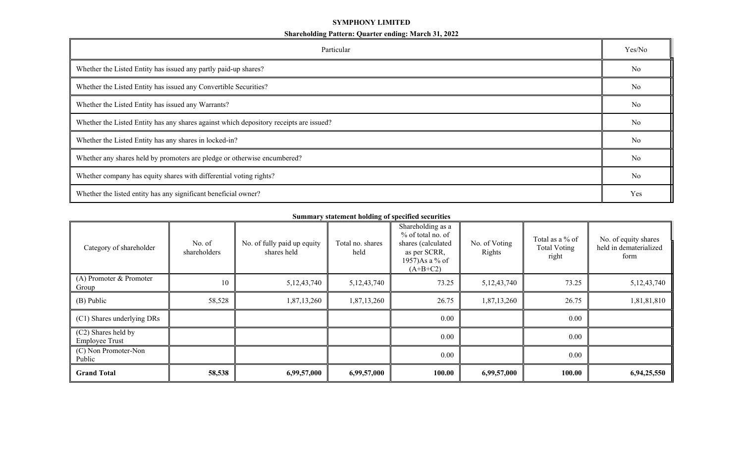# SYMPHONY LIMITED

## Shareholding Pattern: Quarter ending: March 31, 2022

| Particular | Yes/No |
|---|---|
| Whether the Listed Entity has issued any partly paid-up shares? | No |
| Whether the Listed Entity has issued any Convertible Securities? | No |
| Whether the Listed Entity has issued any Warrants? | No |
| Whether the Listed Entity has any shares against which depository receipts are issued? | No |
| Whether the Listed Entity has any shares in locked-in? | No |
| Whether any shares held by promoters are pledge or otherwise encumbered? | No |
| Whether company has equity shares with differential voting rights? | No |
| Whether the listed entity has any significant beneficial owner? | Yes |

### Summary statement holding of specified securities

| Category of shareholder | No. of shareholders | No. of fully paid up equity shares held | Total no. shares held | Shareholding as a % of total no. of shares (calculated as per SCRR, 1957)As a % of (A+B+C2) | No. of Voting Rights | Total as a % of Total Voting right | No. of equity shares held in dematerialized form |
|---|---|---|---|---|---|---|---|
| (A) Promoter & Promoter Group | 10 | 5,12,43,740 | 5,12,43,740 | 73.25 | 5,12,43,740 | 73.25 | 5,12,43,740 |
| (B) Public | 58,528 | 1,87,13,260 | 1,87,13,260 | 26.75 | 1,87,13,260 | 26.75 | 1,81,81,810 |
| (C1) Shares underlying DRs | | | | 0.00 | | 0.00 | |
| (C2) Shares held by Employee Trust | | | | 0.00 | | 0.00 | |
| (C) Non Promoter-Non Public | | | | 0.00 | | 0.00 | |
| **Grand Total** | **58,538** | **6,99,57,000** | **6,99,57,000** | **100.00** | **6,99,57,000** | **100.00** | **6,94,25,550** |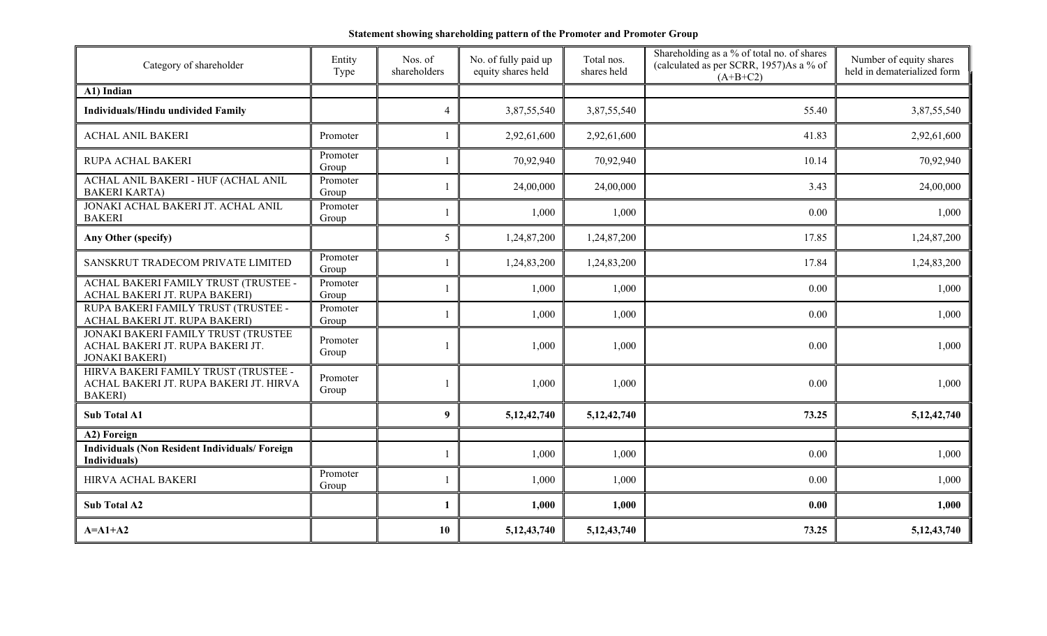**Statement showing shareholding pattern of the Promoter and Promoter Group**

| Category of shareholder | Entity Type | Nos. of shareholders | No. of fully paid up equity shares held | Total nos. shares held | Shareholding as a % of total no. of shares (calculated as per SCRR, 1957)As a % of (A+B+C2) | Number of equity shares held in dematerialized form |
|---|---|---|---|---|---|---|
| **A1) Indian** | | | | | | |
| **Individuals/Hindu undivided Family** | | 4 | 3,87,55,540 | 3,87,55,540 | 55.40 | 3,87,55,540 |
| ACHAL ANIL BAKERI | Promoter | 1 | 2,92,61,600 | 2,92,61,600 | 41.83 | 2,92,61,600 |
| RUPA ACHAL BAKERI | Promoter Group | 1 | 70,92,940 | 70,92,940 | 10.14 | 70,92,940 |
| ACHAL ANIL BAKERI - HUF (ACHAL ANIL BAKERI KARTA) | Promoter Group | 1 | 24,00,000 | 24,00,000 | 3.43 | 24,00,000 |
| JONAKI ACHAL BAKERI JT. ACHAL ANIL BAKERI | Promoter Group | 1 | 1,000 | 1,000 | 0.00 | 1,000 |
| **Any Other (specify)** | | 5 | 1,24,87,200 | 1,24,87,200 | 17.85 | 1,24,87,200 |
| SANSKRUT TRADECOM PRIVATE LIMITED | Promoter Group | 1 | 1,24,83,200 | 1,24,83,200 | 17.84 | 1,24,83,200 |
| ACHAL BAKERI FAMILY TRUST (TRUSTEE - ACHAL BAKERI JT. RUPA BAKERI) | Promoter Group | 1 | 1,000 | 1,000 | 0.00 | 1,000 |
| RUPA BAKERI FAMILY TRUST (TRUSTEE - ACHAL BAKERI JT. RUPA BAKERI) | Promoter Group | 1 | 1,000 | 1,000 | 0.00 | 1,000 |
| JONAKI BAKERI FAMILY TRUST (TRUSTEE ACHAL BAKERI JT. RUPA BAKERI JT. JONAKI BAKERI) | Promoter Group | 1 | 1,000 | 1,000 | 0.00 | 1,000 |
| HIRVA BAKERI FAMILY TRUST (TRUSTEE - ACHAL BAKERI JT. RUPA BAKERI JT. HIRVA BAKERI) | Promoter Group | 1 | 1,000 | 1,000 | 0.00 | 1,000 |
| **Sub Total A1** | | **9** | **5,12,42,740** | **5,12,42,740** | **73.25** | **5,12,42,740** |
| **A2) Foreign** | | | | | | |
| **Individuals (Non Resident Individuals/ Foreign Individuals)** | | 1 | 1,000 | 1,000 | 0.00 | 1,000 |
| HIRVA ACHAL BAKERI | Promoter Group | 1 | 1,000 | 1,000 | 0.00 | 1,000 |
| **Sub Total A2** | | **1** | **1,000** | **1,000** | **0.00** | **1,000** |
| **A=A1+A2** | | **10** | **5,12,43,740** | **5,12,43,740** | **73.25** | **5,12,43,740** |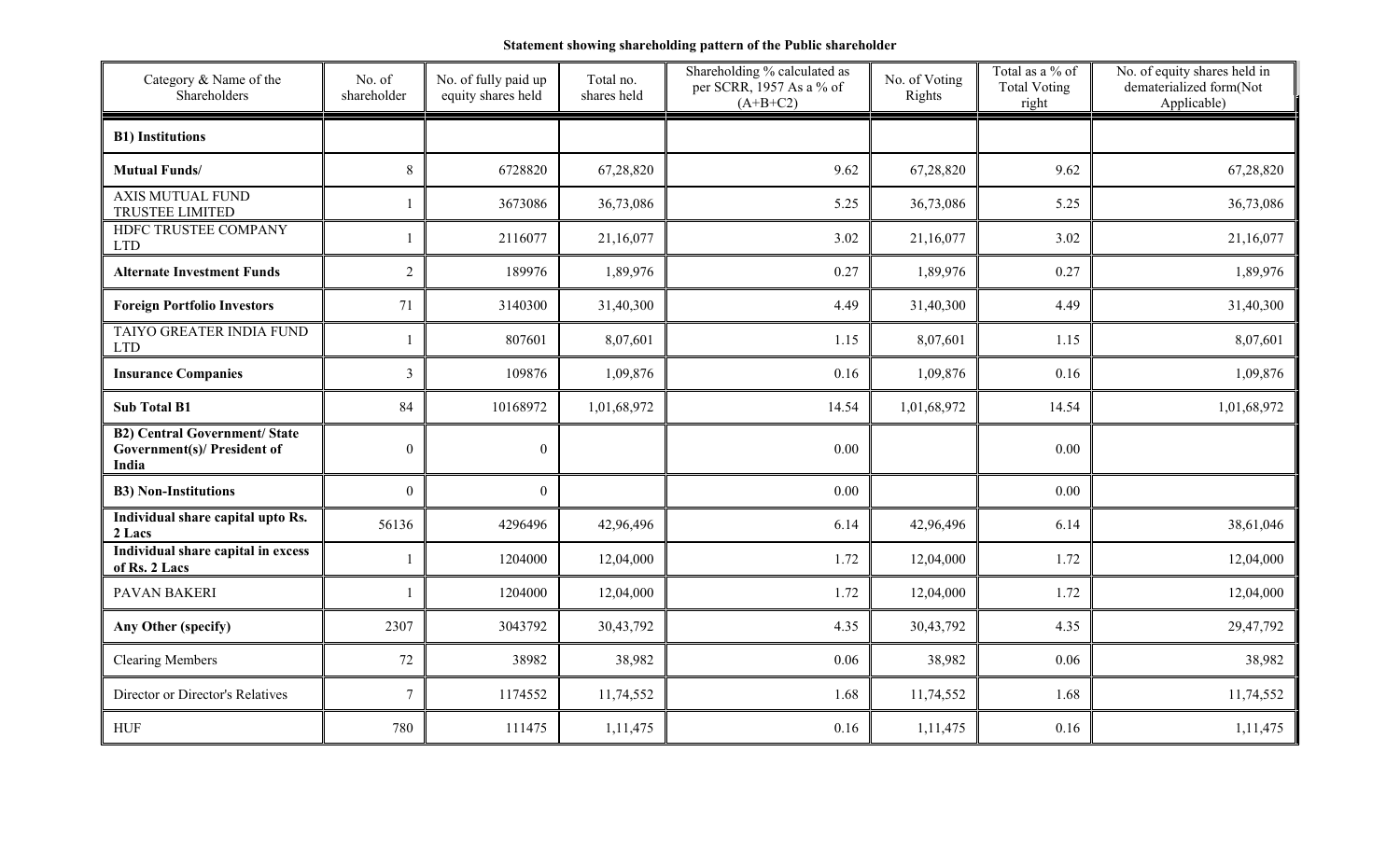**Statement showing shareholding pattern of the Public shareholder**

| Category & Name of the Shareholders | No. of shareholder | No. of fully paid up equity shares held | Total no. shares held | Shareholding % calculated as per SCRR, 1957 As a % of (A+B+C2) | No. of Voting Rights | Total as a % of Total Voting right | No. of equity shares held in dematerialized form(Not Applicable) |
|---|---|---|---|---|---|---|---|
| **B1) Institutions** | | | | | | | |
| **Mutual Funds/** | 8 | 6728820 | 67,28,820 | 9.62 | 67,28,820 | 9.62 | 67,28,820 |
| AXIS MUTUAL FUND TRUSTEE LIMITED | 1 | 3673086 | 36,73,086 | 5.25 | 36,73,086 | 5.25 | 36,73,086 |
| HDFC TRUSTEE COMPANY LTD | 1 | 2116077 | 21,16,077 | 3.02 | 21,16,077 | 3.02 | 21,16,077 |
| **Alternate Investment Funds** | 2 | 189976 | 1,89,976 | 0.27 | 1,89,976 | 0.27 | 1,89,976 |
| **Foreign Portfolio Investors** | 71 | 3140300 | 31,40,300 | 4.49 | 31,40,300 | 4.49 | 31,40,300 |
| TAIYO GREATER INDIA FUND LTD | 1 | 807601 | 8,07,601 | 1.15 | 8,07,601 | 1.15 | 8,07,601 |
| **Insurance Companies** | 3 | 109876 | 1,09,876 | 0.16 | 1,09,876 | 0.16 | 1,09,876 |
| **Sub Total B1** | 84 | 10168972 | 1,01,68,972 | 14.54 | 1,01,68,972 | 14.54 | 1,01,68,972 |
| **B2) Central Government/ State Government(s)/ President of India** | 0 | 0 | | 0.00 | | 0.00 | |
| **B3) Non-Institutions** | 0 | 0 | | 0.00 | | 0.00 | |
| **Individual share capital upto Rs. 2 Lacs** | 56136 | 4296496 | 42,96,496 | 6.14 | 42,96,496 | 6.14 | 38,61,046 |
| **Individual share capital in excess of Rs. 2 Lacs** | 1 | 1204000 | 12,04,000 | 1.72 | 12,04,000 | 1.72 | 12,04,000 |
| PAVAN BAKERI | 1 | 1204000 | 12,04,000 | 1.72 | 12,04,000 | 1.72 | 12,04,000 |
| **Any Other (specify)** | 2307 | 3043792 | 30,43,792 | 4.35 | 30,43,792 | 4.35 | 29,47,792 |
| Clearing Members | 72 | 38982 | 38,982 | 0.06 | 38,982 | 0.06 | 38,982 |
| Director or Director's Relatives | 7 | 1174552 | 11,74,552 | 1.68 | 11,74,552 | 1.68 | 11,74,552 |
| HUF | 780 | 111475 | 1,11,475 | 0.16 | 1,11,475 | 0.16 | 1,11,475 |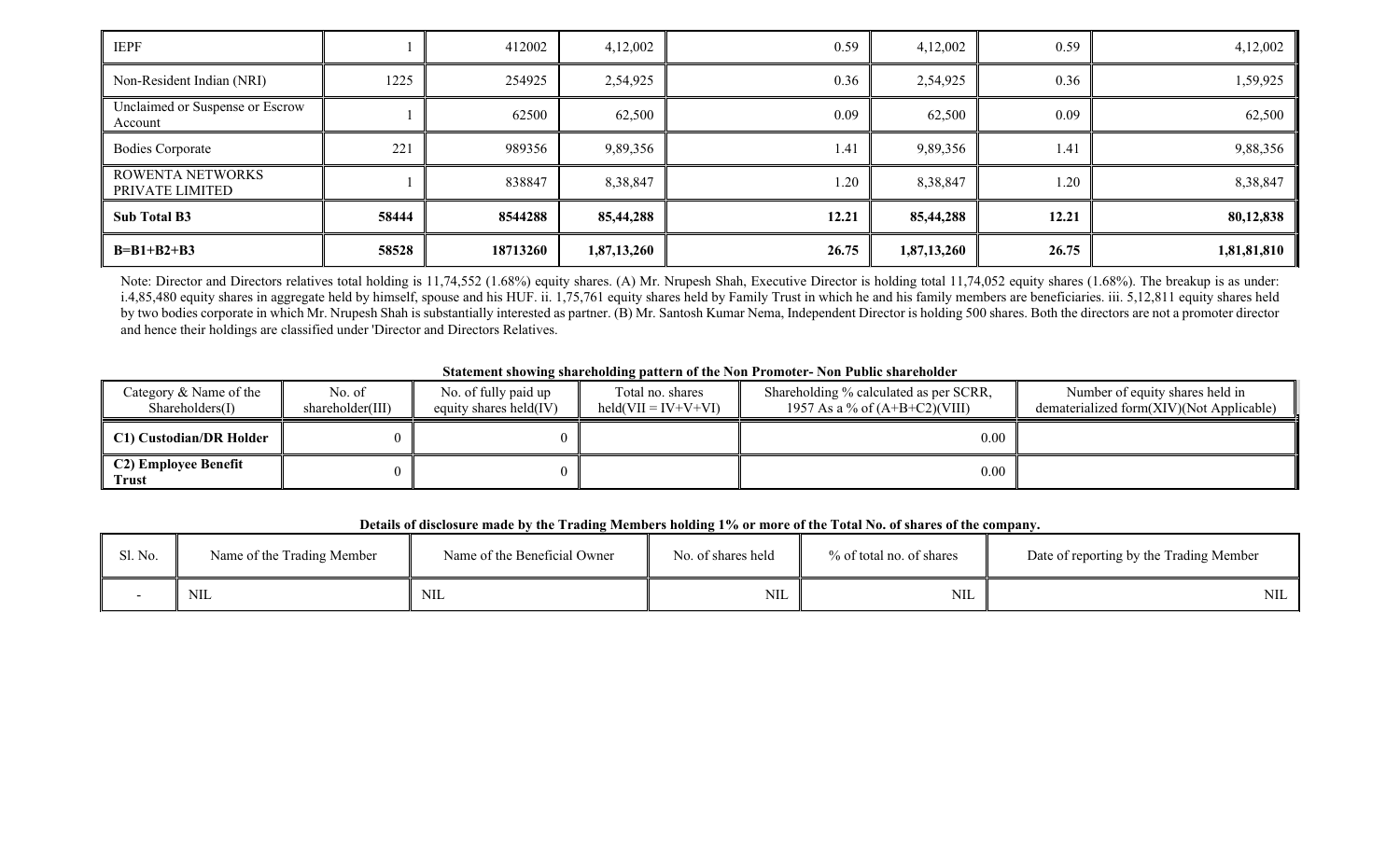| IEPF | 1 | 412002 | 4,12,002 | 0.59 | 4,12,002 | 0.59 | 4,12,002 |
|---|---|---|---|---|---|---|---|
| Non-Resident Indian (NRI) | 1225 | 254925 | 2,54,925 | 0.36 | 2,54,925 | 0.36 | 1,59,925 |
| Unclaimed or Suspense or Escrow Account | 1 | 62500 | 62,500 | 0.09 | 62,500 | 0.09 | 62,500 |
| Bodies Corporate | 221 | 989356 | 9,89,356 | 1.41 | 9,89,356 | 1.41 | 9,88,356 |
| ROWENTA NETWORKS PRIVATE LIMITED | 1 | 838847 | 8,38,847 | 1.20 | 8,38,847 | 1.20 | 8,38,847 |
| **Sub Total B3** | **58444** | **8544288** | **85,44,288** | **12.21** | **85,44,288** | **12.21** | **80,12,838** |
| **B=B1+B2+B3** | **58528** | **18713260** | **1,87,13,260** | **26.75** | **1,87,13,260** | **26.75** | **1,81,81,810** |

Note: Director and Directors relatives total holding is 11,74,552 (1.68%) equity shares. (A) Mr. Nrupesh Shah, Executive Director is holding total 11,74,052 equity shares (1.68%). The breakup is as under: i.4,85,480 equity shares in aggregate held by himself, spouse and his HUF. ii. 1,75,761 equity shares held by Family Trust in which he and his family members are beneficiaries. iii. 5,12,811 equity shares held by two bodies corporate in which Mr. Nrupesh Shah is substantially interested as partner. (B) Mr. Santosh Kumar Nema, Independent Director is holding 500 shares. Both the directors are not a promoter director and hence their holdings are classified under 'Director and Directors Relatives.

**Statement showing shareholding pattern of the Non Promoter- Non Public shareholder**

| Category & Name of the Shareholders(I) | No. of shareholder(III) | No. of fully paid up equity shares held(IV) | Total no. shares held(VII = IV+V+VI) | Shareholding % calculated as per SCRR, 1957 As a % of (A+B+C2)(VIII) | Number of equity shares held in dematerialized form(XIV)(Not Applicable) |
|---|---|---|---|---|---|
| **C1) Custodian/DR Holder** | 0 | 0 | | 0.00 | |
| **C2) Employee Benefit Trust** | 0 | 0 | | 0.00 | |

**Details of disclosure made by the Trading Members holding 1% or more of the Total No. of shares of the company.**

| Sl. No. | Name of the Trading Member | Name of the Beneficial Owner | No. of shares held | % of total no. of shares | Date of reporting by the Trading Member |
|---|---|---|---|---|---|
| - | NIL | NIL | NIL | NIL | NIL |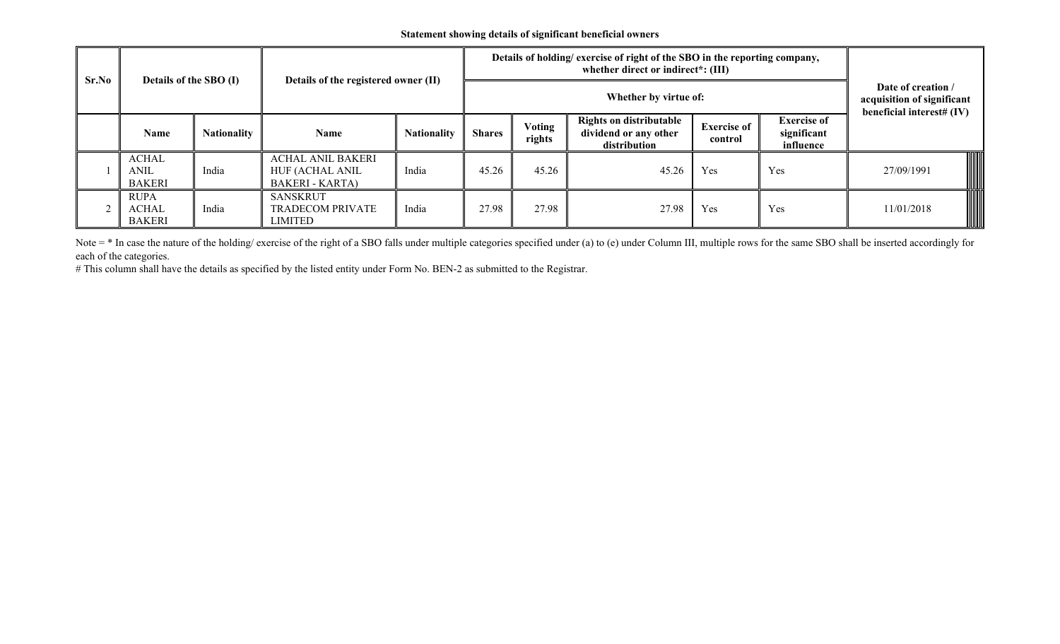**Statement showing details of significant beneficial owners**

| Sr.No | Details of the SBO (I) | | Details of the registered owner (II) | | Details of holding/ exercise of right of the SBO in the reporting company, whether direct or indirect*: (III) | | | | | Date of creation / acquisition of significant beneficial interest# (IV) |
|---|---|---|---|---|---|---|---|---|---|---|
| | | | | | Whether by virtue of: | | | | | |
| | Name | Nationality | Name | Nationality | Shares | Voting rights | Rights on distributable dividend or any other distribution | Exercise of control | Exercise of significant influence | |
| 1 | ACHAL ANIL BAKERI | India | ACHAL ANIL BAKERI HUF (ACHAL ANIL BAKERI - KARTA) | India | 45.26 | 45.26 | 45.26 | Yes | Yes | 27/09/1991 |
| 2 | RUPA ACHAL BAKERI | India | SANSKRUT TRADECOM PRIVATE LIMITED | India | 27.98 | 27.98 | 27.98 | Yes | Yes | 11/01/2018 |

Note = * In case the nature of the holding/ exercise of the right of a SBO falls under multiple categories specified under (a) to (e) under Column III, multiple rows for the same SBO shall be inserted accordingly for each of the categories.

# This column shall have the details as specified by the listed entity under Form No. BEN-2 as submitted to the Registrar.